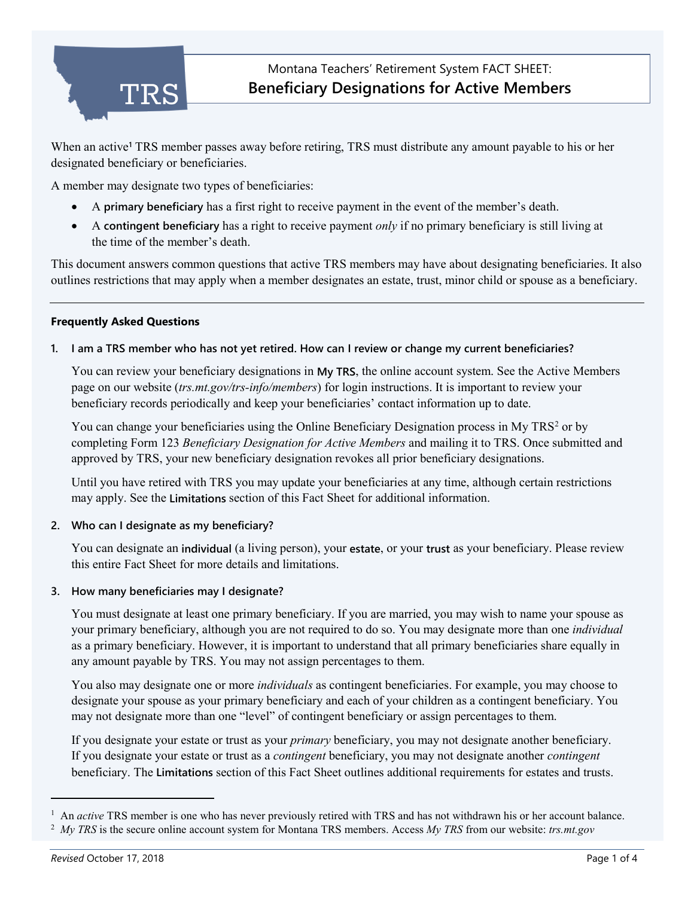# Montana Teachers' Retirement System FACT SHEET:

## Beneficiary Designations for Active Members

When an active[1] TRS member passes away before retiring, TRS must distribute any amount payable to his or her designated beneficiary or beneficiaries.

A member may designate two types of beneficiaries:

- A **primary beneficiary** has a first right to receive payment in the event of the member's death.
- A **contingent beneficiary** has a right to receive payment *only* if no primary beneficiary is still living at the time of the member's death.

This document answers common questions that active TRS members may have about designating beneficiaries. It also outlines restrictions that may apply when a member designates an estate, trust, minor child or spouse as a beneficiary.

---

### Frequently Asked Questions

**1. I am a TRS member who has not yet retired. How can I review or change my current beneficiaries?**

You can review your beneficiary designations in **My TRS**, the online account system. See the Active Members page on our website (*trs.mt.gov/trs-info/members*) for login instructions. It is important to review your beneficiary records periodically and keep your beneficiaries' contact information up to date.

You can change your beneficiaries using the Online Beneficiary Designation process in My TRS[2] or by completing Form 123 *Beneficiary Designation for Active Members* and mailing it to TRS. Once submitted and approved by TRS, your new beneficiary designation revokes all prior beneficiary designations.

Until you have retired with TRS you may update your beneficiaries at any time, although certain restrictions may apply. See the **Limitations** section of this Fact Sheet for additional information.

**2. Who can I designate as my beneficiary?**

You can designate an **individual** (a living person), your **estate**, or your **trust** as your beneficiary. Please review this entire Fact Sheet for more details and limitations.

**3. How many beneficiaries may I designate?**

You must designate at least one primary beneficiary. If you are married, you may wish to name your spouse as your primary beneficiary, although you are not required to do so. You may designate more than one *individual* as a primary beneficiary. However, it is important to understand that all primary beneficiaries share equally in any amount payable by TRS. You may not assign percentages to them.

You also may designate one or more *individuals* as contingent beneficiaries. For example, you may choose to designate your spouse as your primary beneficiary and each of your children as a contingent beneficiary. You may not designate more than one "level" of contingent beneficiary or assign percentages to them.

If you designate your estate or trust as your *primary* beneficiary, you may not designate another beneficiary. If you designate your estate or trust as a *contingent* beneficiary, you may not designate another *contingent* beneficiary. The **Limitations** section of this Fact Sheet outlines additional requirements for estates and trusts.

---

[1] An *active* TRS member is one who has never previously retired with TRS and has not withdrawn his or her account balance.

[2] *My TRS* is the secure online account system for Montana TRS members. Access *My TRS* from our website: *trs.mt.gov*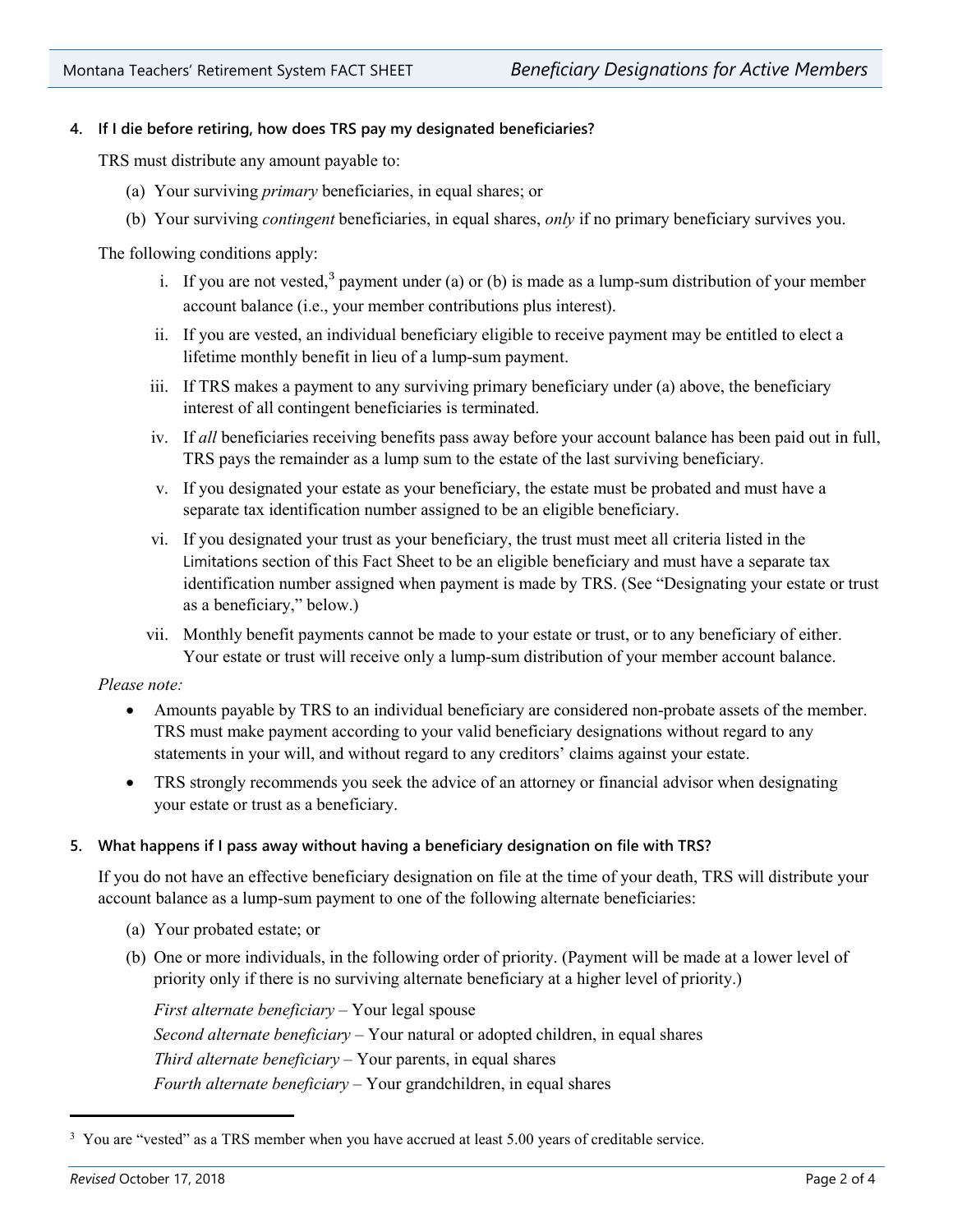**4. If I die before retiring, how does TRS pay my designated beneficiaries?**

TRS must distribute any amount payable to:

(a) Your surviving *primary* beneficiaries, in equal shares; or

(b) Your surviving *contingent* beneficiaries, in equal shares, *only* if no primary beneficiary survives you.

The following conditions apply:

i. If you are not vested,[3] payment under (a) or (b) is made as a lump-sum distribution of your member account balance (i.e., your member contributions plus interest).

ii. If you are vested, an individual beneficiary eligible to receive payment may be entitled to elect a lifetime monthly benefit in lieu of a lump-sum payment.

iii. If TRS makes a payment to any surviving primary beneficiary under (a) above, the beneficiary interest of all contingent beneficiaries is terminated.

iv. If *all* beneficiaries receiving benefits pass away before your account balance has been paid out in full, TRS pays the remainder as a lump sum to the estate of the last surviving beneficiary.

v. If you designated your estate as your beneficiary, the estate must be probated and must have a separate tax identification number assigned to be an eligible beneficiary.

vi. If you designated your trust as your beneficiary, the trust must meet all criteria listed in the Limitations section of this Fact Sheet to be an eligible beneficiary and must have a separate tax identification number assigned when payment is made by TRS. (See "Designating your estate or trust as a beneficiary," below.)

vii. Monthly benefit payments cannot be made to your estate or trust, or to any beneficiary of either. Your estate or trust will receive only a lump-sum distribution of your member account balance.

*Please note:*

- Amounts payable by TRS to an individual beneficiary are considered non-probate assets of the member. TRS must make payment according to your valid beneficiary designations without regard to any statements in your will, and without regard to any creditors' claims against your estate.
- TRS strongly recommends you seek the advice of an attorney or financial advisor when designating your estate or trust as a beneficiary.

**5. What happens if I pass away without having a beneficiary designation on file with TRS?**

If you do not have an effective beneficiary designation on file at the time of your death, TRS will distribute your account balance as a lump-sum payment to one of the following alternate beneficiaries:

(a) Your probated estate; or

(b) One or more individuals, in the following order of priority. (Payment will be made at a lower level of priority only if there is no surviving alternate beneficiary at a higher level of priority.)

*First alternate beneficiary* – Your legal spouse
*Second alternate beneficiary* – Your natural or adopted children, in equal shares
*Third alternate beneficiary* – Your parents, in equal shares
*Fourth alternate beneficiary* – Your grandchildren, in equal shares

---

[3] You are "vested" as a TRS member when you have accrued at least 5.00 years of creditable service.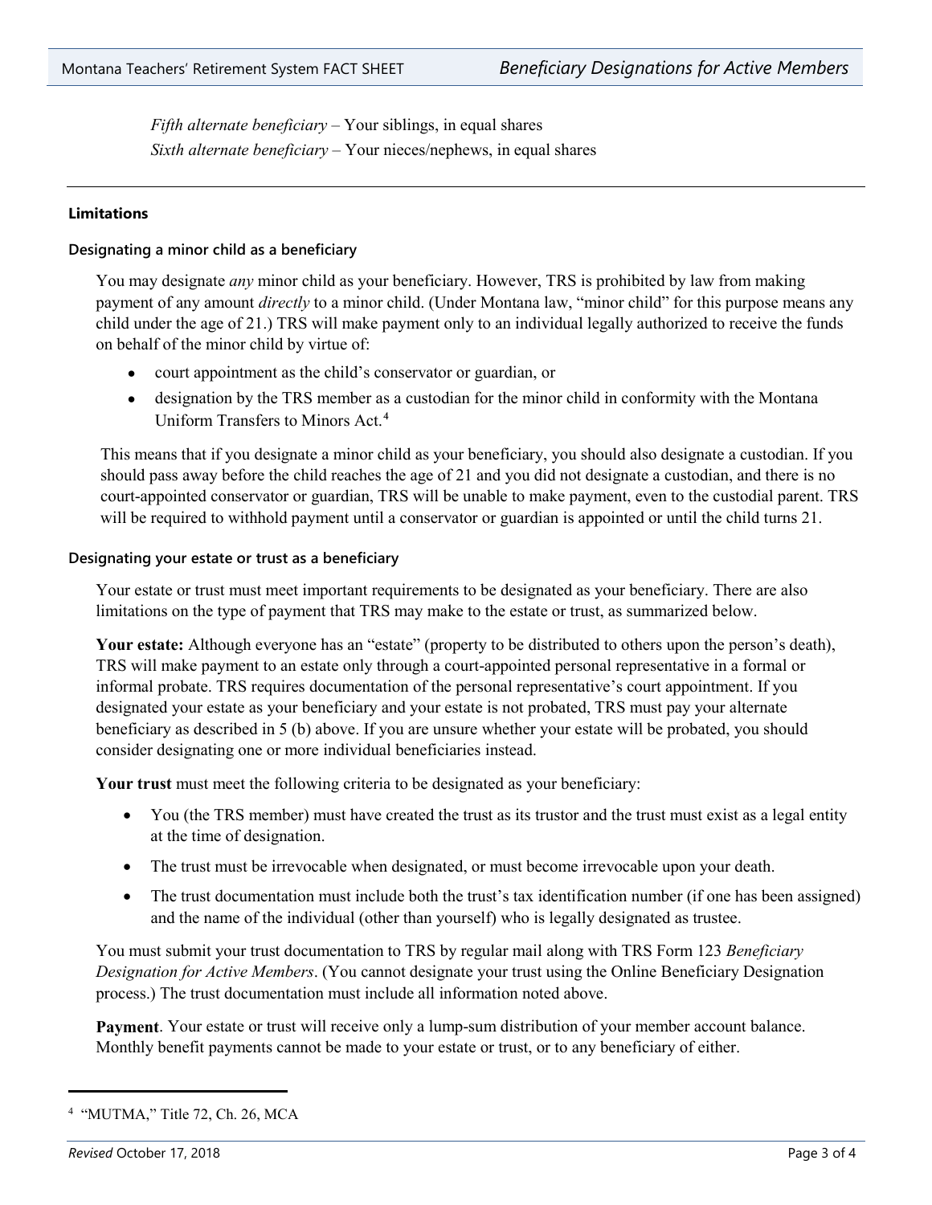*Fifth alternate beneficiary* – Your siblings, in equal shares

*Sixth alternate beneficiary* – Your nieces/nephews, in equal shares

---

**Limitations**

**Designating a minor child as a beneficiary**

You may designate *any* minor child as your beneficiary. However, TRS is prohibited by law from making payment of any amount *directly* to a minor child. (Under Montana law, "minor child" for this purpose means any child under the age of 21.) TRS will make payment only to an individual legally authorized to receive the funds on behalf of the minor child by virtue of:

- court appointment as the child's conservator or guardian, or
- designation by the TRS member as a custodian for the minor child in conformity with the Montana Uniform Transfers to Minors Act.[4]

This means that if you designate a minor child as your beneficiary, you should also designate a custodian. If you should pass away before the child reaches the age of 21 and you did not designate a custodian, and there is no court-appointed conservator or guardian, TRS will be unable to make payment, even to the custodial parent. TRS will be required to withhold payment until a conservator or guardian is appointed or until the child turns 21.

**Designating your estate or trust as a beneficiary**

Your estate or trust must meet important requirements to be designated as your beneficiary. There are also limitations on the type of payment that TRS may make to the estate or trust, as summarized below.

**Your estate:** Although everyone has an "estate" (property to be distributed to others upon the person's death), TRS will make payment to an estate only through a court-appointed personal representative in a formal or informal probate. TRS requires documentation of the personal representative's court appointment. If you designated your estate as your beneficiary and your estate is not probated, TRS must pay your alternate beneficiary as described in 5 (b) above. If you are unsure whether your estate will be probated, you should consider designating one or more individual beneficiaries instead.

**Your trust** must meet the following criteria to be designated as your beneficiary:

- You (the TRS member) must have created the trust as its trustor and the trust must exist as a legal entity at the time of designation.
- The trust must be irrevocable when designated, or must become irrevocable upon your death.
- The trust documentation must include both the trust's tax identification number (if one has been assigned) and the name of the individual (other than yourself) who is legally designated as trustee.

You must submit your trust documentation to TRS by regular mail along with TRS Form 123 *Beneficiary Designation for Active Members*. (You cannot designate your trust using the Online Beneficiary Designation process.) The trust documentation must include all information noted above.

**Payment**. Your estate or trust will receive only a lump-sum distribution of your member account balance. Monthly benefit payments cannot be made to your estate or trust, or to any beneficiary of either.

---

[4] "MUTMA," Title 72, Ch. 26, MCA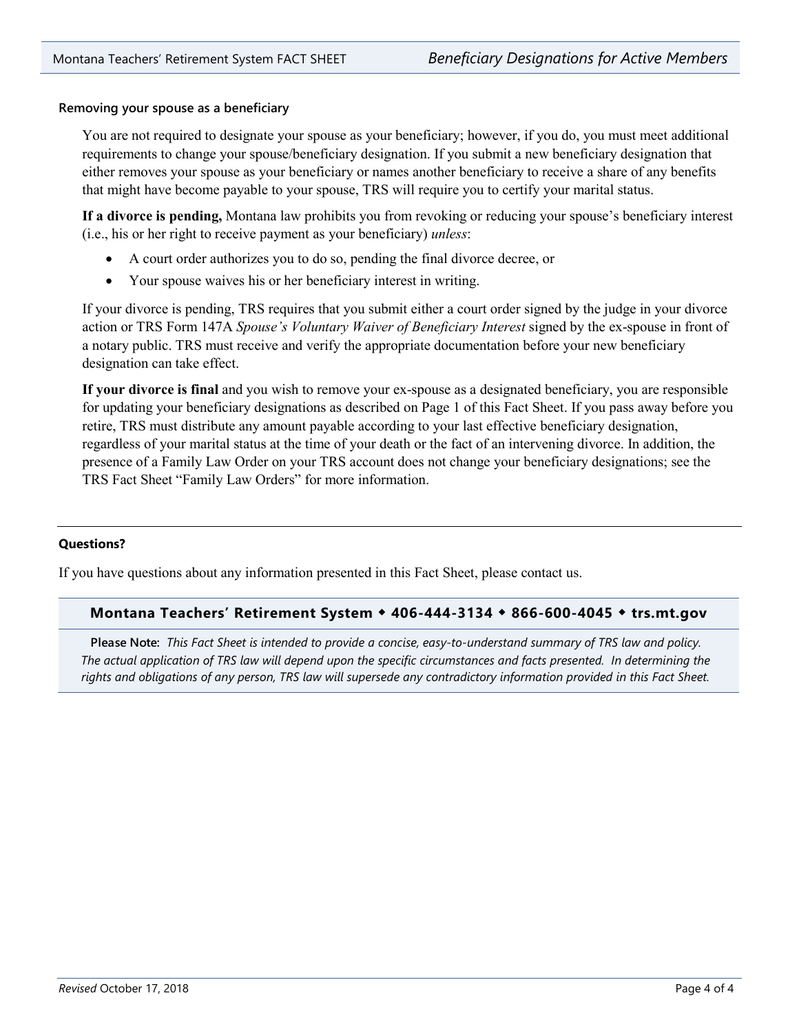### Removing your spouse as a beneficiary

You are not required to designate your spouse as your beneficiary; however, if you do, you must meet additional requirements to change your spouse/beneficiary designation. If you submit a new beneficiary designation that either removes your spouse as your beneficiary or names another beneficiary to receive a share of any benefits that might have become payable to your spouse, TRS will require you to certify your marital status.

**If a divorce is pending,** Montana law prohibits you from revoking or reducing your spouse's beneficiary interest (i.e., his or her right to receive payment as your beneficiary) *unless*:

- A court order authorizes you to do so, pending the final divorce decree, or
- Your spouse waives his or her beneficiary interest in writing.

If your divorce is pending, TRS requires that you submit either a court order signed by the judge in your divorce action or TRS Form 147A *Spouse's Voluntary Waiver of Beneficiary Interest* signed by the ex-spouse in front of a notary public. TRS must receive and verify the appropriate documentation before your new beneficiary designation can take effect.

**If your divorce is final** and you wish to remove your ex-spouse as a designated beneficiary, you are responsible for updating your beneficiary designations as described on Page 1 of this Fact Sheet. If you pass away before you retire, TRS must distribute any amount payable according to your last effective beneficiary designation, regardless of your marital status at the time of your death or the fact of an intervening divorce. In addition, the presence of a Family Law Order on your TRS account does not change your beneficiary designations; see the TRS Fact Sheet "Family Law Orders" for more information.

---

### Questions?

If you have questions about any information presented in this Fact Sheet, please contact us.

**Montana Teachers' Retirement System ◆ 406-444-3134 ◆ 866-600-4045 ◆ trs.mt.gov**

**Please Note:** *This Fact Sheet is intended to provide a concise, easy-to-understand summary of TRS law and policy. The actual application of TRS law will depend upon the specific circumstances and facts presented. In determining the rights and obligations of any person, TRS law will supersede any contradictory information provided in this Fact Sheet.*

*Revised* October 17, 2018